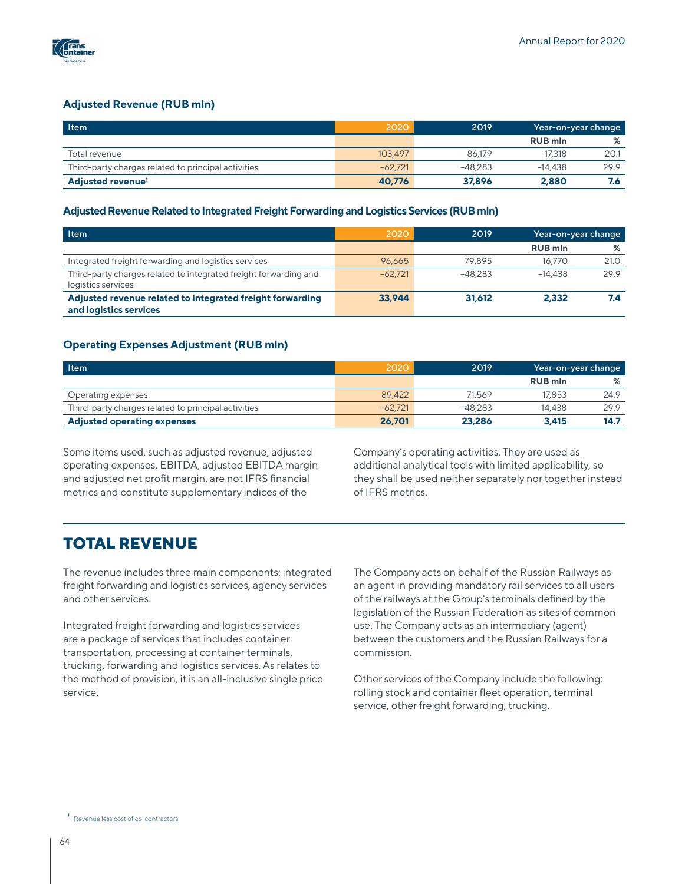### Adjusted Revenue (RUB mln)

| Item | 2020 | 2019 | Year-on-year change | |
|---|---|---|---|---|
| | | | RUB mln | % |
| Total revenue | 103,497 | 86,179 | 17,318 | 20.1 |
| Third-party charges related to principal activities | −62,721 | −48,283 | −14,438 | 29.9 |
| **Adjusted revenue[1]** | **40,776** | **37,896** | **2,880** | **7.6** |

### Adjusted Revenue Related to Integrated Freight Forwarding and Logistics Services (RUB mln)

| Item | 2020 | 2019 | Year-on-year change | |
|---|---|---|---|---|
| | | | RUB mln | % |
| Integrated freight forwarding and logistics services | 96,665 | 79,895 | 16,770 | 21.0 |
| Third-party charges related to integrated freight forwarding and logistics services | −62,721 | −48,283 | −14,438 | 29.9 |
| **Adjusted revenue related to integrated freight forwarding and logistics services** | **33,944** | **31,612** | **2,332** | **7.4** |

### Operating Expenses Adjustment (RUB mln)

| Item | 2020 | 2019 | Year-on-year change | |
|---|---|---|---|---|
| | | | RUB mln | % |
| Operating expenses | 89,422 | 71,569 | 17,853 | 24.9 |
| Third-party charges related to principal activities | −62,721 | −48,283 | −14,438 | 29.9 |
| **Adjusted operating expenses** | **26,701** | **23,286** | **3,415** | **14.7** |

Some items used, such as adjusted revenue, adjusted operating expenses, EBITDA, adjusted EBITDA margin and adjusted net profit margin, are not IFRS financial metrics and constitute supplementary indices of the Company's operating activities. They are used as additional analytical tools with limited applicability, so they shall be used neither separately nor together instead of IFRS metrics.

## TOTAL REVENUE

The revenue includes three main components: integrated freight forwarding and logistics services, agency services and other services.

Integrated freight forwarding and logistics services are a package of services that includes container transportation, processing at container terminals, trucking, forwarding and logistics services. As relates to the method of provision, it is an all-inclusive single price service.

The Company acts on behalf of the Russian Railways as an agent in providing mandatory rail services to all users of the railways at the Group's terminals defined by the legislation of the Russian Federation as sites of common use. The Company acts as an intermediary (agent) between the customers and the Russian Railways for a commission.

Other services of the Company include the following: rolling stock and container fleet operation, terminal service, other freight forwarding, trucking.

[1] Revenue less cost of co-contractors.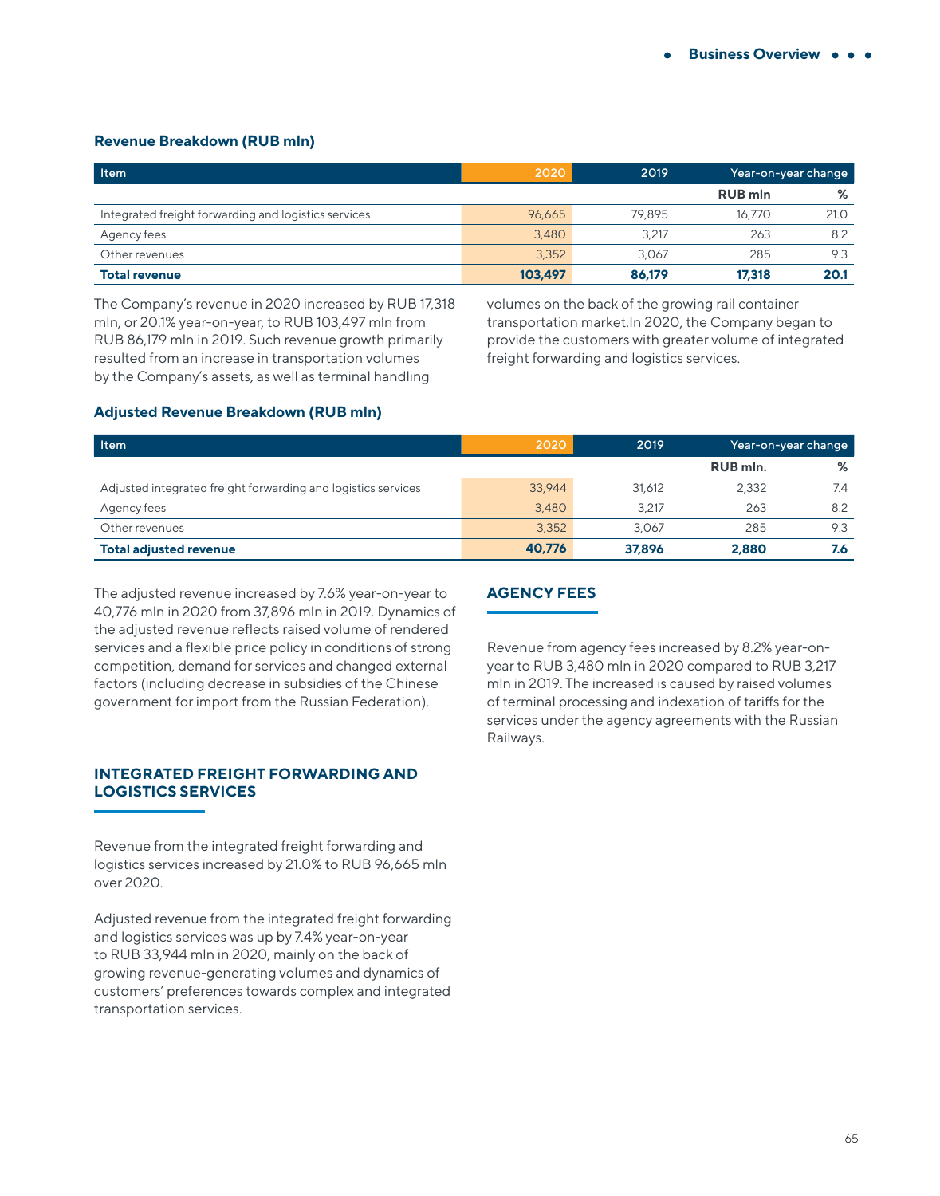### Revenue Breakdown (RUB mln)

| Item | 2020 | 2019 | Year-on-year change | |
|---|---|---|---|---|
| | | | RUB mln | % |
| Integrated freight forwarding and logistics services | 96,665 | 79,895 | 16,770 | 21.0 |
| Agency fees | 3,480 | 3,217 | 263 | 8.2 |
| Other revenues | 3,352 | 3,067 | 285 | 9.3 |
| **Total revenue** | **103,497** | **86,179** | **17,318** | **20.1** |

The Company's revenue in 2020 increased by RUB 17,318 mln, or 20.1% year-on-year, to RUB 103,497 mln from RUB 86,179 mln in 2019. Such revenue growth primarily resulted from an increase in transportation volumes by the Company's assets, as well as terminal handling volumes on the back of the growing rail container transportation market.In 2020, the Company began to provide the customers with greater volume of integrated freight forwarding and logistics services.

### Adjusted Revenue Breakdown (RUB mln)

| Item | 2020 | 2019 | Year-on-year change | |
|---|---|---|---|---|
| | | | RUB mln. | % |
| Adjusted integrated freight forwarding and logistics services | 33,944 | 31,612 | 2,332 | 7.4 |
| Agency fees | 3,480 | 3,217 | 263 | 8.2 |
| Other revenues | 3,352 | 3,067 | 285 | 9.3 |
| **Total adjusted revenue** | **40,776** | **37,896** | **2,880** | **7.6** |

The adjusted revenue increased by 7.6% year-on-year to 40,776 mln in 2020 from 37,896 mln in 2019. Dynamics of the adjusted revenue reflects raised volume of rendered services and a flexible price policy in conditions of strong competition, demand for services and changed external factors (including decrease in subsidies of the Chinese government for import from the Russian Federation).

## INTEGRATED FREIGHT FORWARDING AND LOGISTICS SERVICES

Revenue from the integrated freight forwarding and logistics services increased by 21.0% to RUB 96,665 mln over 2020.

Adjusted revenue from the integrated freight forwarding and logistics services was up by 7.4% year-on-year to RUB 33,944 mln in 2020, mainly on the back of growing revenue-generating volumes and dynamics of customers' preferences towards complex and integrated transportation services.

## AGENCY FEES

Revenue from agency fees increased by 8.2% year-on-year to RUB 3,480 mln in 2020 compared to RUB 3,217 mln in 2019. The increased is caused by raised volumes of terminal processing and indexation of tariffs for the services under the agency agreements with the Russian Railways.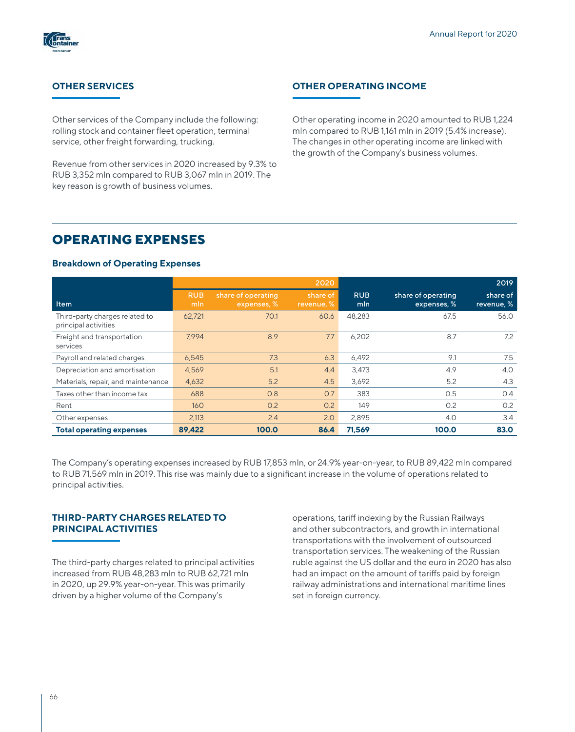## OTHER SERVICES

Other services of the Company include the following: rolling stock and container fleet operation, terminal service, other freight forwarding, trucking.

Revenue from other services in 2020 increased by 9.3% to RUB 3,352 mln compared to RUB 3,067 mln in 2019. The key reason is growth of business volumes.

## OTHER OPERATING INCOME

Other operating income in 2020 amounted to RUB 1,224 mln compared to RUB 1,161 mln in 2019 (5.4% increase). The changes in other operating income are linked with the growth of the Company's business volumes.

# OPERATING EXPENSES

### Breakdown of Operating Expenses

| Item | 2020 | | | 2019 | | |
|---|---|---|---|---|---|---|
| | RUB mln | share of operating expenses, % | share of revenue, % | RUB mln | share of operating expenses, % | share of revenue, % |
| Third-party charges related to principal activities | 62,721 | 70.1 | 60.6 | 48,283 | 67.5 | 56.0 |
| Freight and transportation services | 7,994 | 8.9 | 7.7 | 6,202 | 8.7 | 7.2 |
| Payroll and related charges | 6,545 | 7.3 | 6.3 | 6,492 | 9.1 | 7.5 |
| Depreciation and amortisation | 4,569 | 5.1 | 4.4 | 3,473 | 4.9 | 4.0 |
| Materials, repair, and maintenance | 4,632 | 5.2 | 4.5 | 3,692 | 5.2 | 4.3 |
| Taxes other than income tax | 688 | 0.8 | 0.7 | 383 | 0.5 | 0.4 |
| Rent | 160 | 0.2 | 0.2 | 149 | 0.2 | 0.2 |
| Other expenses | 2,113 | 2.4 | 2.0 | 2,895 | 4.0 | 3.4 |
| **Total operating expenses** | **89,422** | **100.0** | **86.4** | **71,569** | **100.0** | **83.0** |

The Company's operating expenses increased by RUB 17,853 mln, or 24.9% year-on-year, to RUB 89,422 mln compared to RUB 71,569 mln in 2019. This rise was mainly due to a significant increase in the volume of operations related to principal activities.

## THIRD-PARTY CHARGES RELATED TO PRINCIPAL ACTIVITIES

The third-party charges related to principal activities increased from RUB 48,283 mln to RUB 62,721 mln in 2020, up 29.9% year-on-year. This was primarily driven by a higher volume of the Company's operations, tariff indexing by the Russian Railways and other subcontractors, and growth in international transportations with the involvement of outsourced transportation services. The weakening of the Russian ruble against the US dollar and the euro in 2020 has also had an impact on the amount of tariffs paid by foreign railway administrations and international maritime lines set in foreign currency.